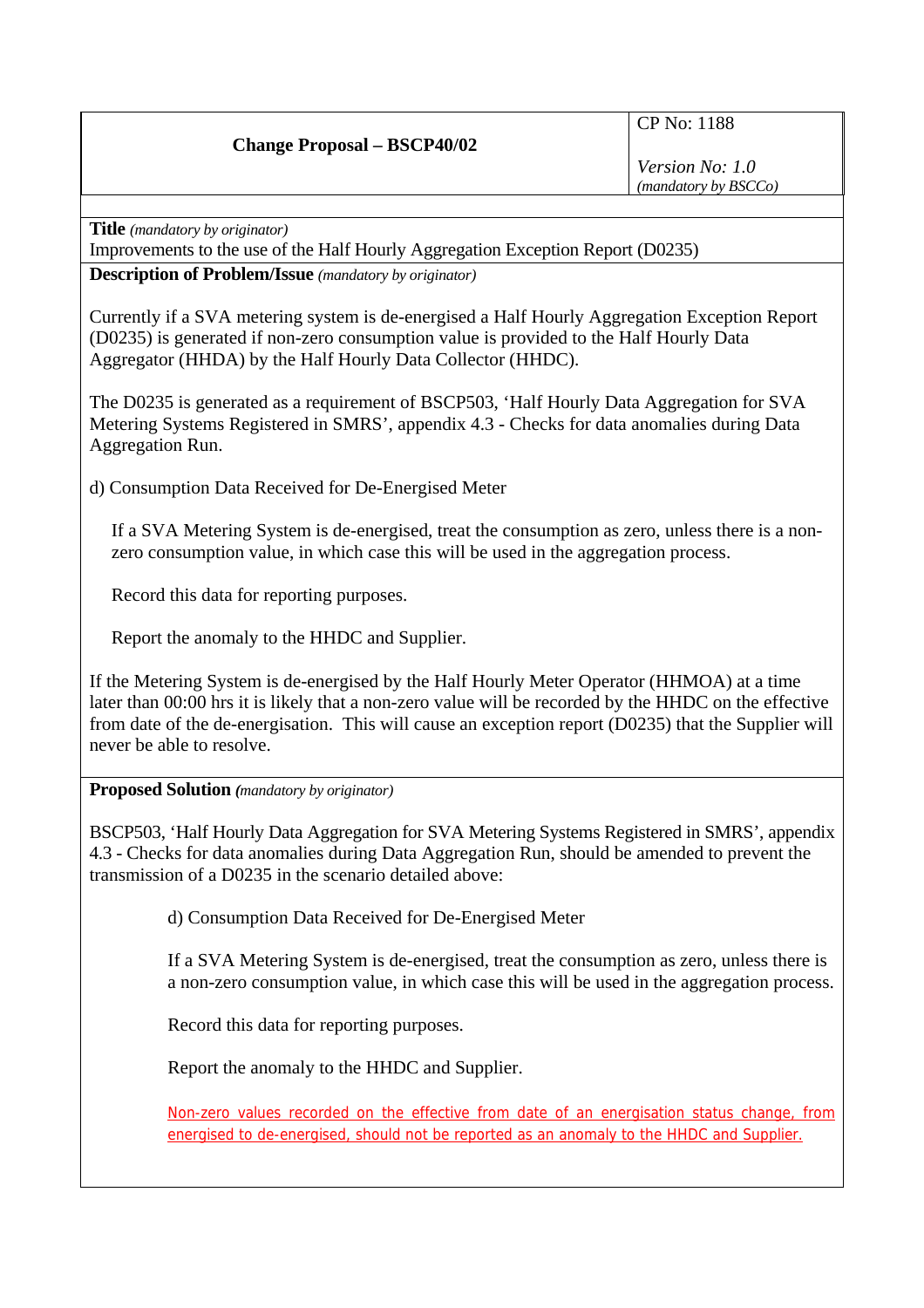| **Change Proposal – BSCP40/02** | CP No: 1188<br><br>*Version No: 1.0*<br>*(mandatory by BSCCo)* |
|---|---|

**Title** *(mandatory by originator)*

Improvements to the use of the Half Hourly Aggregation Exception Report (D0235)

**Description of Problem/Issue** *(mandatory by originator)*

Currently if a SVA metering system is de-energised a Half Hourly Aggregation Exception Report (D0235) is generated if non-zero consumption value is provided to the Half Hourly Data Aggregator (HHDA) by the Half Hourly Data Collector (HHDC).

The D0235 is generated as a requirement of BSCP503, 'Half Hourly Data Aggregation for SVA Metering Systems Registered in SMRS', appendix 4.3 - Checks for data anomalies during Data Aggregation Run.

d) Consumption Data Received for De-Energised Meter

> If a SVA Metering System is de-energised, treat the consumption as zero, unless there is a non-zero consumption value, in which case this will be used in the aggregation process.
>
> Record this data for reporting purposes.
>
> Report the anomaly to the HHDC and Supplier.

If the Metering System is de-energised by the Half Hourly Meter Operator (HHMOA) at a time later than 00:00 hrs it is likely that a non-zero value will be recorded by the HHDC on the effective from date of the de-energisation. This will cause an exception report (D0235) that the Supplier will never be able to resolve.

**Proposed Solution** *(mandatory by originator)*

BSCP503, 'Half Hourly Data Aggregation for SVA Metering Systems Registered in SMRS', appendix 4.3 - Checks for data anomalies during Data Aggregation Run, should be amended to prevent the transmission of a D0235 in the scenario detailed above:

> d) Consumption Data Received for De-Energised Meter
>
> If a SVA Metering System is de-energised, treat the consumption as zero, unless there is a non-zero consumption value, in which case this will be used in the aggregation process.
>
> Record this data for reporting purposes.
>
> Report the anomaly to the HHDC and Supplier.
>
> Non-zero values recorded on the effective from date of an energisation status change, from energised to de-energised, should not be reported as an anomaly to the HHDC and Supplier.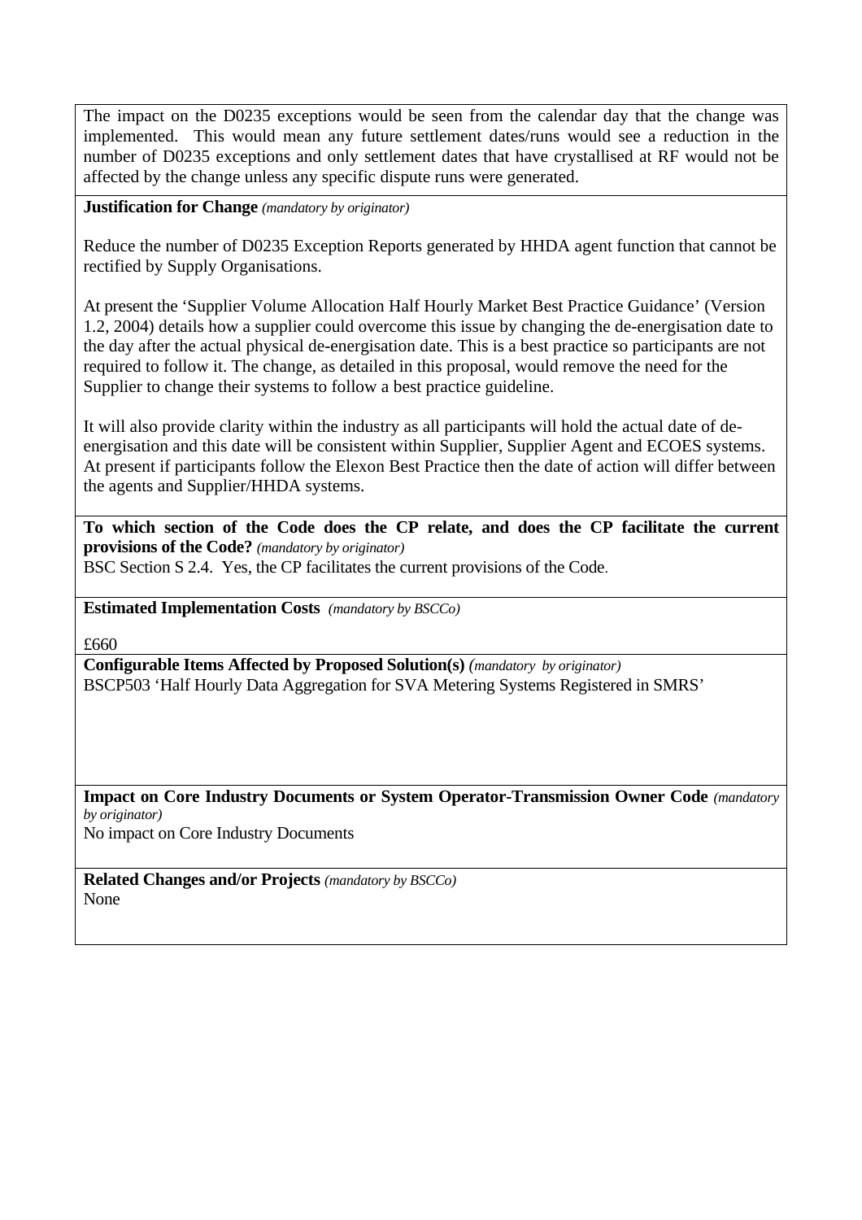The impact on the D0235 exceptions would be seen from the calendar day that the change was implemented. This would mean any future settlement dates/runs would see a reduction in the number of D0235 exceptions and only settlement dates that have crystallised at RF would not be affected by the change unless any specific dispute runs were generated.

**Justification for Change** *(mandatory by originator)*

Reduce the number of D0235 Exception Reports generated by HHDA agent function that cannot be rectified by Supply Organisations.

At present the 'Supplier Volume Allocation Half Hourly Market Best Practice Guidance' (Version 1.2, 2004) details how a supplier could overcome this issue by changing the de-energisation date to the day after the actual physical de-energisation date. This is a best practice so participants are not required to follow it. The change, as detailed in this proposal, would remove the need for the Supplier to change their systems to follow a best practice guideline.

It will also provide clarity within the industry as all participants will hold the actual date of de-energisation and this date will be consistent within Supplier, Supplier Agent and ECOES systems. At present if participants follow the Elexon Best Practice then the date of action will differ between the agents and Supplier/HHDA systems.

**To which section of the Code does the CP relate, and does the CP facilitate the current provisions of the Code?** *(mandatory by originator)*

BSC Section S 2.4. Yes, the CP facilitates the current provisions of the Code.

**Estimated Implementation Costs** *(mandatory by BSCCo)*

£660

**Configurable Items Affected by Proposed Solution(s)** *(mandatory by originator)*

BSCP503 'Half Hourly Data Aggregation for SVA Metering Systems Registered in SMRS'

**Impact on Core Industry Documents or System Operator-Transmission Owner Code** *(mandatory by originator)*

No impact on Core Industry Documents

**Related Changes and/or Projects** *(mandatory by BSCCo)*

None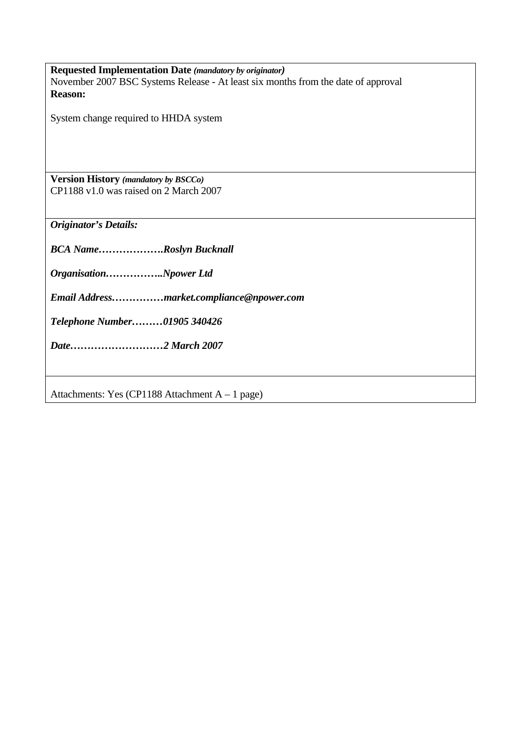**Requested Implementation Date** ***(mandatory by originator)***
November 2007 BSC Systems Release - At least six months from the date of approval
**Reason:**

System change required to HHDA system

**Version History** ***(mandatory by BSCCo)***
CP1188 v1.0 was raised on 2 March 2007

***Originator's Details:***

***BCA Name……………….Roslyn Bucknall***

***Organisation……………..Npower Ltd***

***Email Address……………market.compliance@npower.com***

***Telephone Number………01905 340426***

***Date………………………2 March 2007***

Attachments: Yes (CP1188 Attachment A – 1 page)